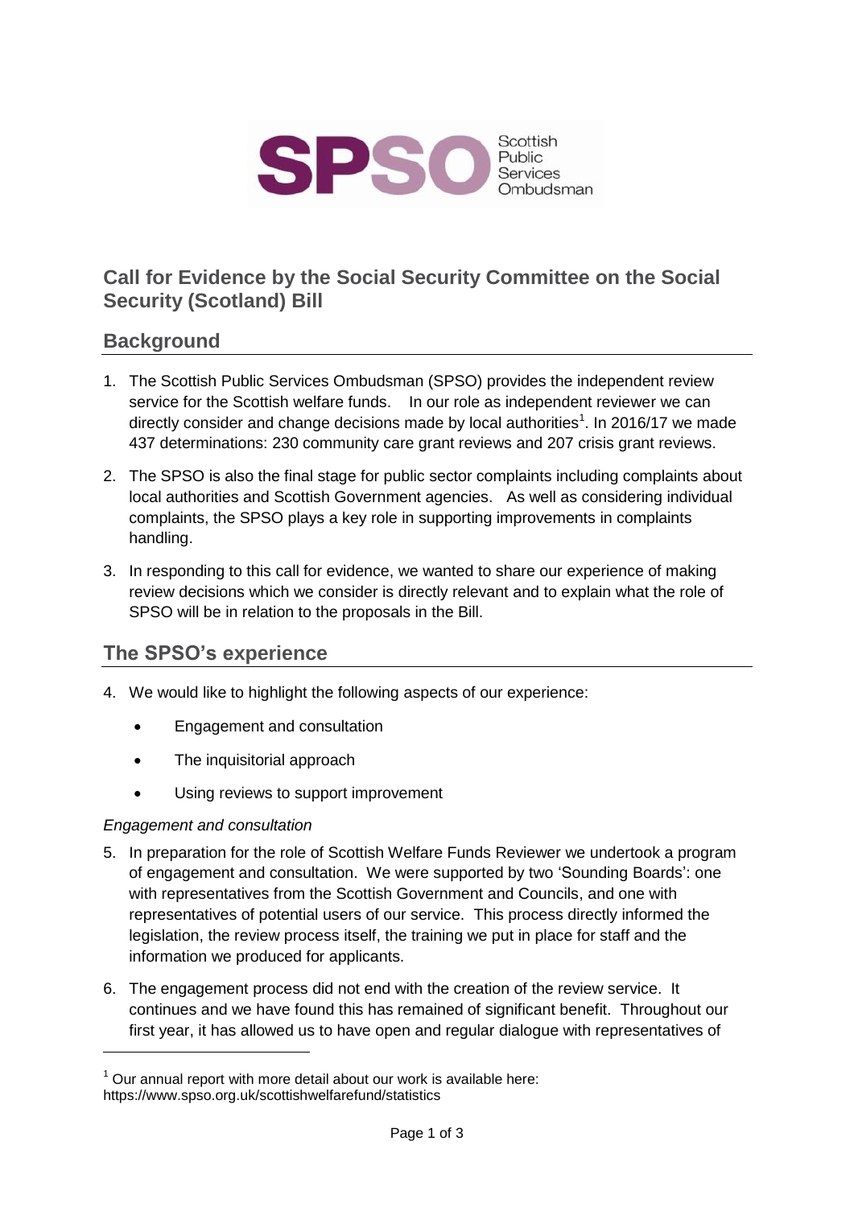# Call for Evidence by the Social Security Committee on the Social Security (Scotland) Bill

## Background

1. The Scottish Public Services Ombudsman (SPSO) provides the independent review service for the Scottish welfare funds. In our role as independent reviewer we can directly consider and change decisions made by local authorities[1]. In 2016/17 we made 437 determinations: 230 community care grant reviews and 207 crisis grant reviews.

2. The SPSO is also the final stage for public sector complaints including complaints about local authorities and Scottish Government agencies. As well as considering individual complaints, the SPSO plays a key role in supporting improvements in complaints handling.

3. In responding to this call for evidence, we wanted to share our experience of making review decisions which we consider is directly relevant and to explain what the role of SPSO will be in relation to the proposals in the Bill.

## The SPSO's experience

4. We would like to highlight the following aspects of our experience:

   - Engagement and consultation
   - The inquisitorial approach
   - Using reviews to support improvement

*Engagement and consultation*

5. In preparation for the role of Scottish Welfare Funds Reviewer we undertook a program of engagement and consultation. We were supported by two 'Sounding Boards': one with representatives from the Scottish Government and Councils, and one with representatives of potential users of our service. This process directly informed the legislation, the review process itself, the training we put in place for staff and the information we produced for applicants.

6. The engagement process did not end with the creation of the review service. It continues and we have found this has remained of significant benefit. Throughout our first year, it has allowed us to have open and regular dialogue with representatives of

[1] Our annual report with more detail about our work is available here: https://www.spso.org.uk/scottishwelfarefund/statistics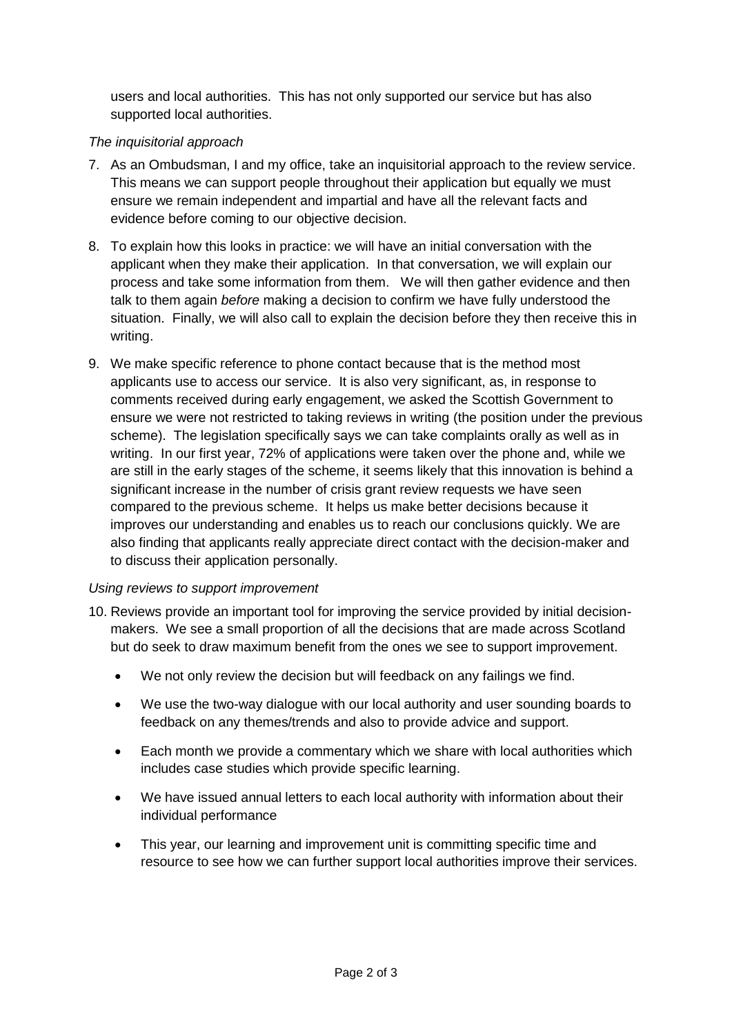users and local authorities. This has not only supported our service but has also supported local authorities.

*The inquisitorial approach*

7. As an Ombudsman, I and my office, take an inquisitorial approach to the review service. This means we can support people throughout their application but equally we must ensure we remain independent and impartial and have all the relevant facts and evidence before coming to our objective decision.

8. To explain how this looks in practice: we will have an initial conversation with the applicant when they make their application. In that conversation, we will explain our process and take some information from them. We will then gather evidence and then talk to them again *before* making a decision to confirm we have fully understood the situation. Finally, we will also call to explain the decision before they then receive this in writing.

9. We make specific reference to phone contact because that is the method most applicants use to access our service. It is also very significant, as, in response to comments received during early engagement, we asked the Scottish Government to ensure we were not restricted to taking reviews in writing (the position under the previous scheme). The legislation specifically says we can take complaints orally as well as in writing. In our first year, 72% of applications were taken over the phone and, while we are still in the early stages of the scheme, it seems likely that this innovation is behind a significant increase in the number of crisis grant review requests we have seen compared to the previous scheme. It helps us make better decisions because it improves our understanding and enables us to reach our conclusions quickly. We are also finding that applicants really appreciate direct contact with the decision-maker and to discuss their application personally.

*Using reviews to support improvement*

10. Reviews provide an important tool for improving the service provided by initial decision-makers. We see a small proportion of all the decisions that are made across Scotland but do seek to draw maximum benefit from the ones we see to support improvement.

    - We not only review the decision but will feedback on any failings we find.
    - We use the two-way dialogue with our local authority and user sounding boards to feedback on any themes/trends and also to provide advice and support.
    - Each month we provide a commentary which we share with local authorities which includes case studies which provide specific learning.
    - We have issued annual letters to each local authority with information about their individual performance
    - This year, our learning and improvement unit is committing specific time and resource to see how we can further support local authorities improve their services.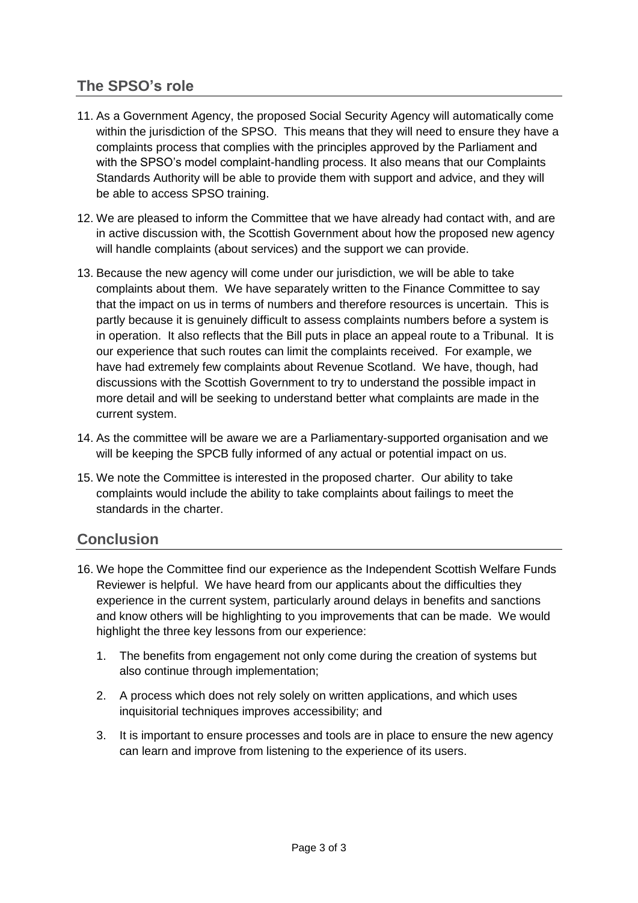## The SPSO's role

11. As a Government Agency, the proposed Social Security Agency will automatically come within the jurisdiction of the SPSO. This means that they will need to ensure they have a complaints process that complies with the principles approved by the Parliament and with the SPSO's model complaint-handling process. It also means that our Complaints Standards Authority will be able to provide them with support and advice, and they will be able to access SPSO training.

12. We are pleased to inform the Committee that we have already had contact with, and are in active discussion with, the Scottish Government about how the proposed new agency will handle complaints (about services) and the support we can provide.

13. Because the new agency will come under our jurisdiction, we will be able to take complaints about them. We have separately written to the Finance Committee to say that the impact on us in terms of numbers and therefore resources is uncertain. This is partly because it is genuinely difficult to assess complaints numbers before a system is in operation. It also reflects that the Bill puts in place an appeal route to a Tribunal. It is our experience that such routes can limit the complaints received. For example, we have had extremely few complaints about Revenue Scotland. We have, though, had discussions with the Scottish Government to try to understand the possible impact in more detail and will be seeking to understand better what complaints are made in the current system.

14. As the committee will be aware we are a Parliamentary-supported organisation and we will be keeping the SPCB fully informed of any actual or potential impact on us.

15. We note the Committee is interested in the proposed charter. Our ability to take complaints would include the ability to take complaints about failings to meet the standards in the charter.

## Conclusion

16. We hope the Committee find our experience as the Independent Scottish Welfare Funds Reviewer is helpful. We have heard from our applicants about the difficulties they experience in the current system, particularly around delays in benefits and sanctions and know others will be highlighting to you improvements that can be made. We would highlight the three key lessons from our experience:

    1. The benefits from engagement not only come during the creation of systems but also continue through implementation;

    2. A process which does not rely solely on written applications, and which uses inquisitorial techniques improves accessibility; and

    3. It is important to ensure processes and tools are in place to ensure the new agency can learn and improve from listening to the experience of its users.